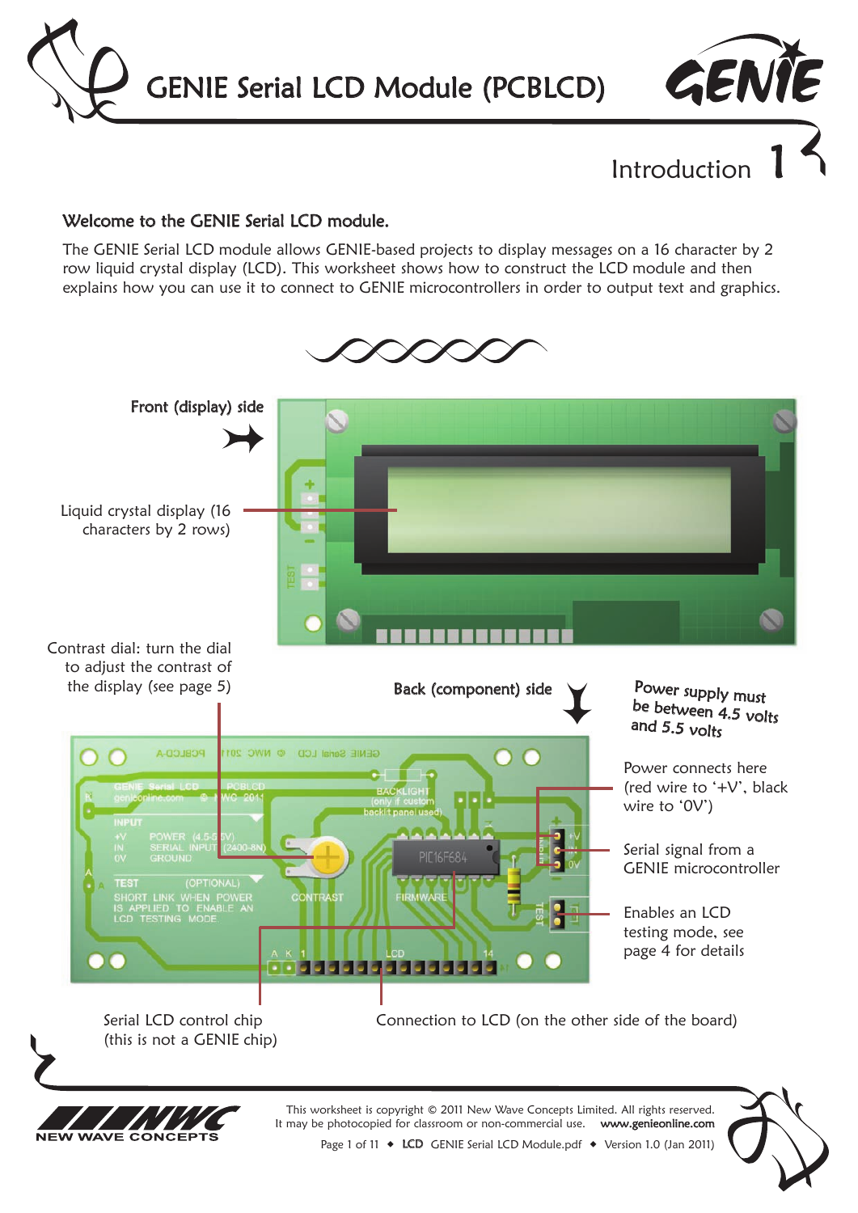# GENIE Serial LCD Module (PCBLCD)

## Introduction 1

### Welcome to the GENIE Serial LCD module.

The GENIE Serial LCD module allows GENIE-based projects to display messages on a 16 character by 2 row liquid crystal display (LCD). This worksheet shows how to construct the LCD module and then explains how you can use it to connect to GENIE microcontrollers in order to output text and graphics.

**Front (display) side**

Liquid crystal display (16 characters by 2 rows)

Contrast dial: turn the dial to adjust the contrast of the display (see page 5)

**Back (component) side**

Power supply must be between 4.5 volts and 5.5 volts

Power connects here (red wire to '+V', black wire to '0V')

Serial signal from a GENIE microcontroller

Enables an LCD testing mode, see page 4 for details

Serial LCD control chip (this is not a GENIE chip)

Connection to LCD (on the other side of the board)

This worksheet is copyright © 2011 New Wave Concepts Limited. All rights reserved.
It may be photocopied for classroom or non-commercial use. www.genieonline.com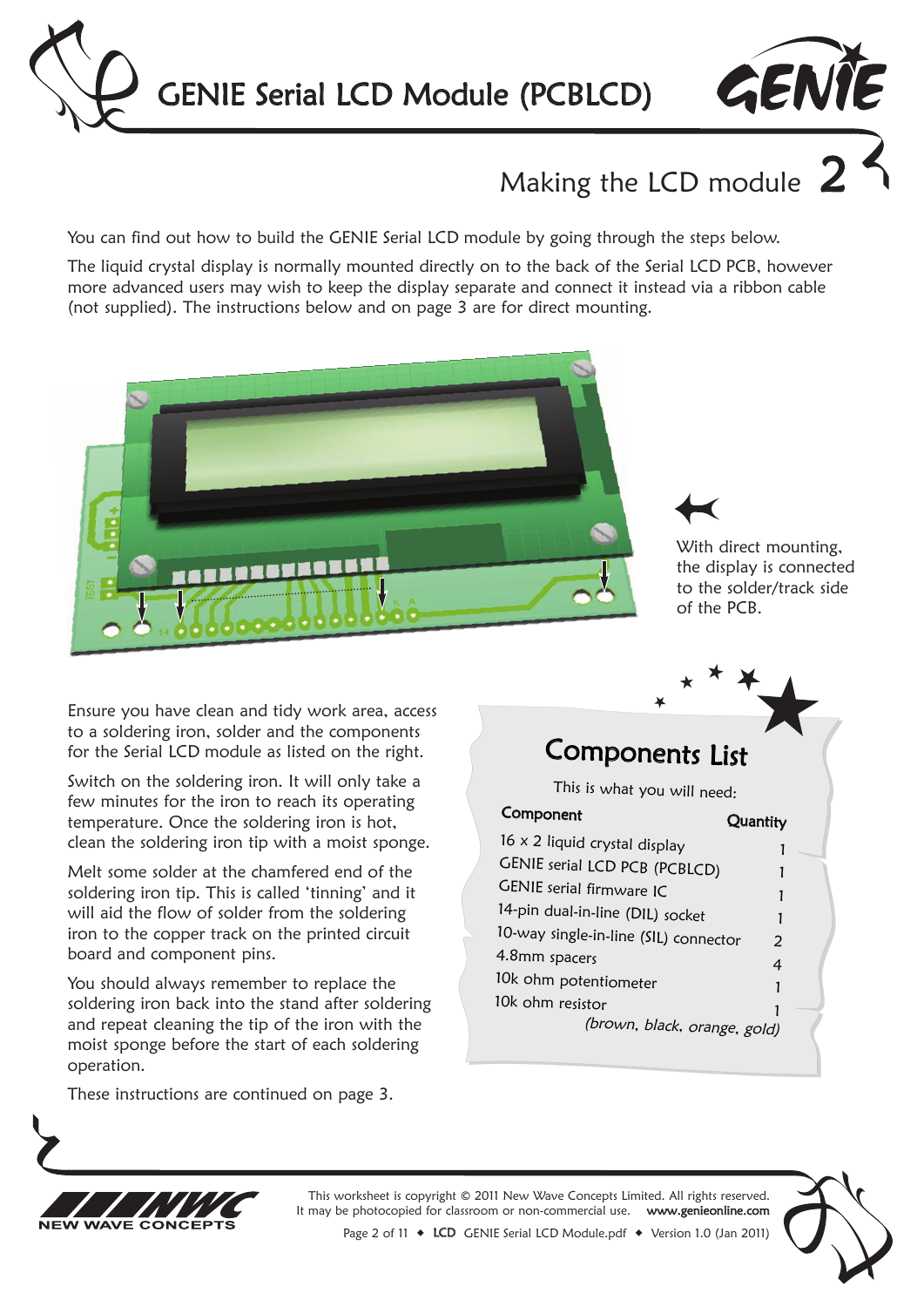# GENIE Serial LCD Module (PCBLCD)

## Making the LCD module 2

You can find out how to build the GENIE Serial LCD module by going through the steps below.

The liquid crystal display is normally mounted directly on to the back of the Serial LCD PCB, however more advanced users may wish to keep the display separate and connect it instead via a ribbon cable (not supplied). The instructions below and on page 3 are for direct mounting.

With direct mounting, the display is connected to the solder/track side of the PCB.

Ensure you have clean and tidy work area, access to a soldering iron, solder and the components for the Serial LCD module as listed on the right.

Switch on the soldering iron. It will only take a few minutes for the iron to reach its operating temperature. Once the soldering iron is hot, clean the soldering iron tip with a moist sponge.

Melt some solder at the chamfered end of the soldering iron tip. This is called 'tinning' and it will aid the flow of solder from the soldering iron to the copper track on the printed circuit board and component pins.

You should always remember to replace the soldering iron back into the stand after soldering and repeat cleaning the tip of the iron with the moist sponge before the start of each soldering operation.

These instructions are continued on page 3.

### Components List

This is what you will need:

| Component | Quantity |
|---|---|
| 16 x 2 liquid crystal display | 1 |
| GENIE serial LCD PCB (PCBLCD) | 1 |
| GENIE serial firmware IC | 1 |
| 14-pin dual-in-line (DIL) socket | 1 |
| 10-way single-in-line (SIL) connector | 2 |
| 4.8mm spacers | 4 |
| 10k ohm potentiometer | 1 |
| 10k ohm resistor *(brown, black, orange, gold)* | 1 |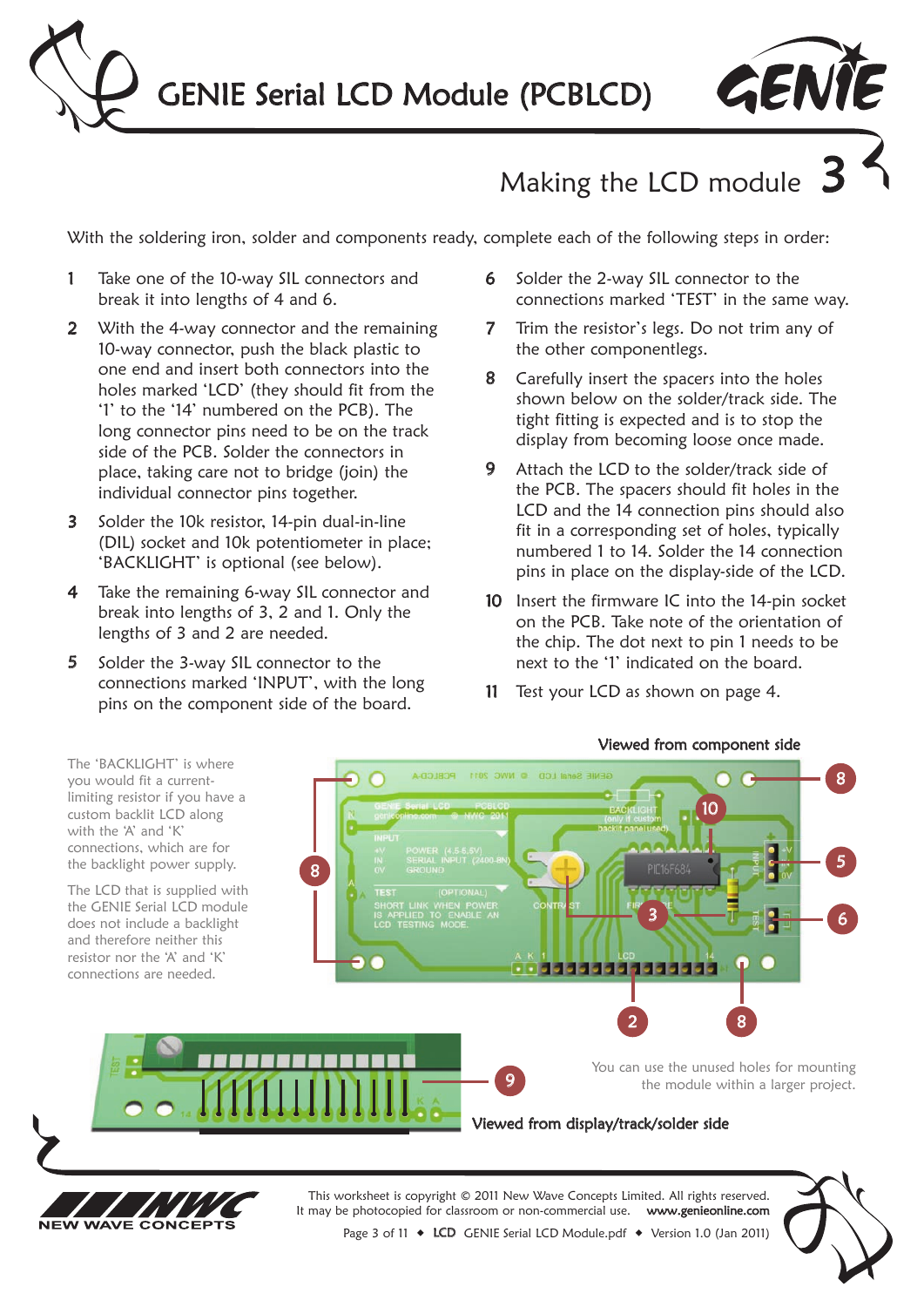# GENIE Serial LCD Module (PCBLCD)

## Making the LCD module 3

With the soldering iron, solder and components ready, complete each of the following steps in order:

1. Take one of the 10-way SIL connectors and break it into lengths of 4 and 6.
2. With the 4-way connector and the remaining 10-way connector, push the black plastic to one end and insert both connectors into the holes marked 'LCD' (they should fit from the '1' to the '14' numbered on the PCB). The long connector pins need to be on the track side of the PCB. Solder the connectors in place, taking care not to bridge (join) the individual connector pins together.
3. Solder the 10k resistor, 14-pin dual-in-line (DIL) socket and 10k potentiometer in place; 'BACKLIGHT' is optional (see below).
4. Take the remaining 6-way SIL connector and break into lengths of 3, 2 and 1. Only the lengths of 3 and 2 are needed.
5. Solder the 3-way SIL connector to the connections marked 'INPUT', with the long pins on the component side of the board.
6. Solder the 2-way SIL connector to the connections marked 'TEST' in the same way.
7. Trim the resistor's legs. Do not trim any of the other componentlegs.
8. Carefully insert the spacers into the holes shown below on the solder/track side. The tight fitting is expected and is to stop the display from becoming loose once made.
9. Attach the LCD to the solder/track side of the PCB. The spacers should fit holes in the LCD and the 14 connection pins should also fit in a corresponding set of holes, typically numbered 1 to 14. Solder the 14 connection pins in place on the display-side of the LCD.
10. Insert the firmware IC into the 14-pin socket on the PCB. Take note of the orientation of the chip. The dot next to pin 1 needs to be next to the '1' indicated on the board.
11. Test your LCD as shown on page 4.

The 'BACKLIGHT' is where you would fit a current-limiting resistor if you have a custom backlit LCD along with the 'A' and 'K' connections, which are for the backlight power supply.

The LCD that is supplied with the GENIE Serial LCD module does not include a backlight and therefore neither this resistor nor the 'A' and 'K' connections are needed.

Viewed from component side

You can use the unused holes for mounting the module within a larger project.

Viewed from display/track/solder side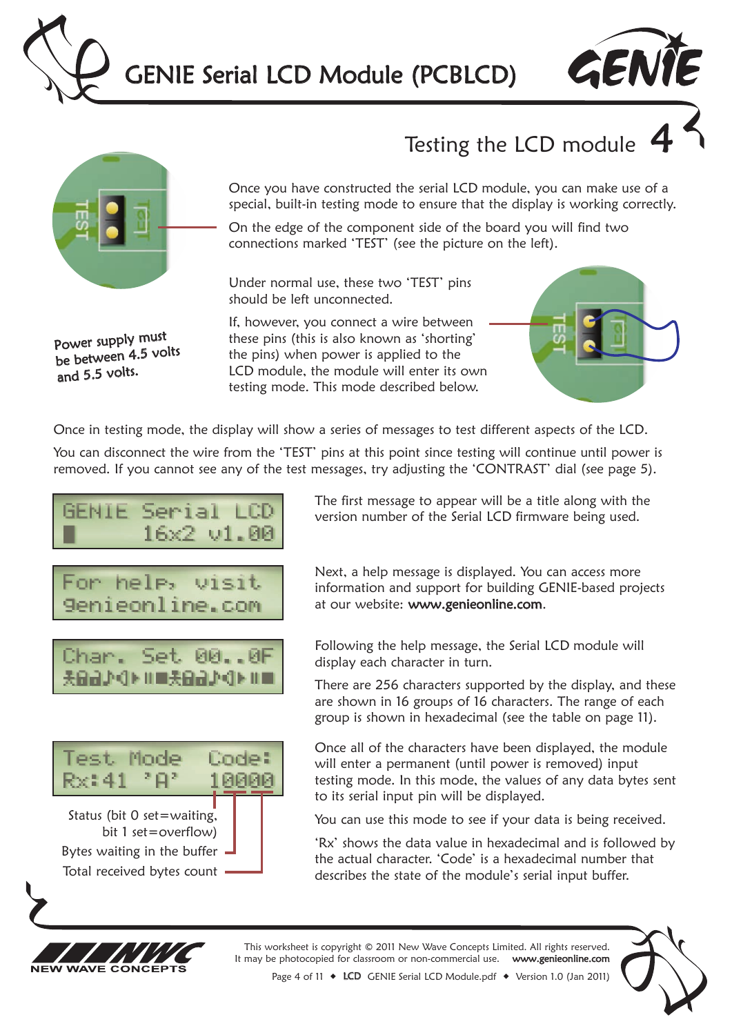# GENIE Serial LCD Module (PCBLCD)

## Testing the LCD module 4

Once you have constructed the serial LCD module, you can make use of a special, built-in testing mode to ensure that the display is working correctly.

On the edge of the component side of the board you will find two connections marked 'TEST' (see the picture on the left).

Under normal use, these two 'TEST' pins should be left unconnected.

If, however, you connect a wire between these pins (this is also known as 'shorting' the pins) when power is applied to the LCD module, the module will enter its own testing mode. This mode described below.

Power supply must be between 4.5 volts and 5.5 volts.

Once in testing mode, the display will show a series of messages to test different aspects of the LCD.

You can disconnect the wire from the 'TEST' pins at this point since testing will continue until power is removed. If you cannot see any of the test messages, try adjusting the 'CONTRAST' dial (see page 5).

```
GENIE Serial LCD
█       16x2 v1.00
```

The first message to appear will be a title along with the version number of the Serial LCD firmware being used.

```
For help, visit
genieonline.com
```

Next, a help message is displayed. You can access more information and support for building GENIE-based projects at our website: **www.genieonline.com**.

```
Char. Set 00..0F
```

Following the help message, the Serial LCD module will display each character in turn.

There are 256 characters supported by the display, and these are shown in 16 groups of 16 characters. The range of each group is shown in hexadecimal (see the table on page 11).

```
Test Mode   Code:
Rx:41 'A'   10000
```

- Status (bit 0 set=waiting, bit 1 set=overflow)
- Bytes waiting in the buffer
- Total received bytes count

Once all of the characters have been displayed, the module will enter a permanent (until power is removed) input testing mode. In this mode, the values of any data bytes sent to its serial input pin will be displayed.

You can use this mode to see if your data is being received.

'Rx' shows the data value in hexadecimal and is followed by the actual character. 'Code' is a hexadecimal number that describes the state of the module's serial input buffer.

This worksheet is copyright © 2011 New Wave Concepts Limited. All rights reserved. It may be photocopied for classroom or non-commercial use. www.genieonline.com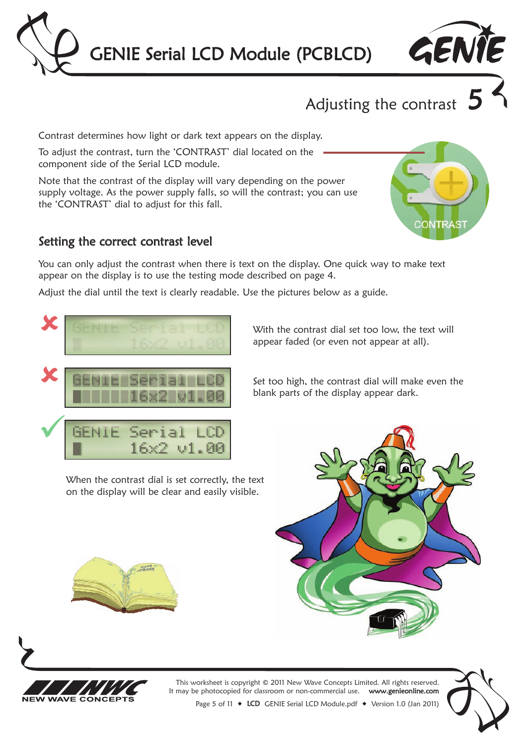## Adjusting the contrast

Contrast determines how light or dark text appears on the display.

To adjust the contrast, turn the 'CONTRAST' dial located on the component side of the Serial LCD module.

Note that the contrast of the display will vary depending on the power supply voltage. As the power supply falls, so will the contrast; you can use the 'CONTRAST' dial to adjust for this fall.

### Setting the correct contrast level

You can only adjust the contrast when there is text on the display. One quick way to make text appear on the display is to use the testing mode described on page 4.

Adjust the dial until the text is clearly readable. Use the pictures below as a guide.

With the contrast dial set too low, the text will appear faded (or even not appear at all).

Set too high, the contrast dial will make even the blank parts of the display appear dark.

When the contrast dial is set correctly, the text on the display will be clear and easily visible.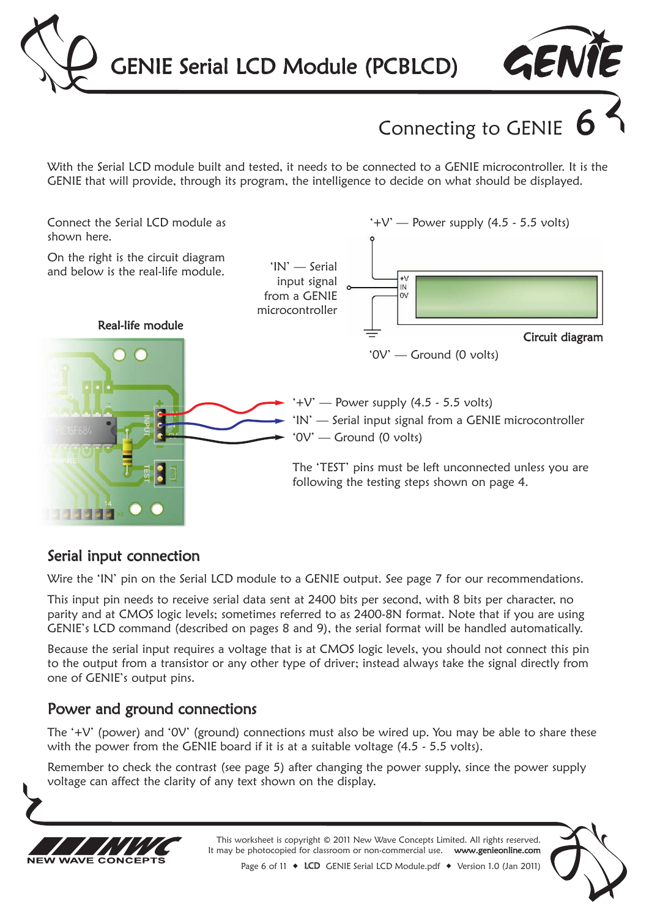## Connecting to GENIE 6

With the Serial LCD module built and tested, it needs to be connected to a GENIE microcontroller. It is the GENIE that will provide, through its program, the intelligence to decide on what should be displayed.

Connect the Serial LCD module as shown here.

On the right is the circuit diagram and below is the real-life module.

'+V' — Power supply (4.5 - 5.5 volts)

'IN' — Serial input signal from a GENIE microcontroller

'0V' — Ground (0 volts)

Circuit diagram

Real-life module

'+V' — Power supply (4.5 - 5.5 volts)
'IN' — Serial input signal from a GENIE microcontroller
'0V' — Ground (0 volts)

The 'TEST' pins must be left unconnected unless you are following the testing steps shown on page 4.

### Serial input connection

Wire the 'IN' pin on the Serial LCD module to a GENIE output. See page 7 for our recommendations.

This input pin needs to receive serial data sent at 2400 bits per second, with 8 bits per character, no parity and at CMOS logic levels; sometimes referred to as 2400-8N format. Note that if you are using GENIE's LCD command (described on pages 8 and 9), the serial format will be handled automatically.

Because the serial input requires a voltage that is at CMOS logic levels, you should not connect this pin to the output from a transistor or any other type of driver; instead always take the signal directly from one of GENIE's output pins.

### Power and ground connections

The '+V' (power) and '0V' (ground) connections must also be wired up. You may be able to share these with the power from the GENIE board if it is at a suitable voltage (4.5 - 5.5 volts).

Remember to check the contrast (see page 5) after changing the power supply, since the power supply voltage can affect the clarity of any text shown on the display.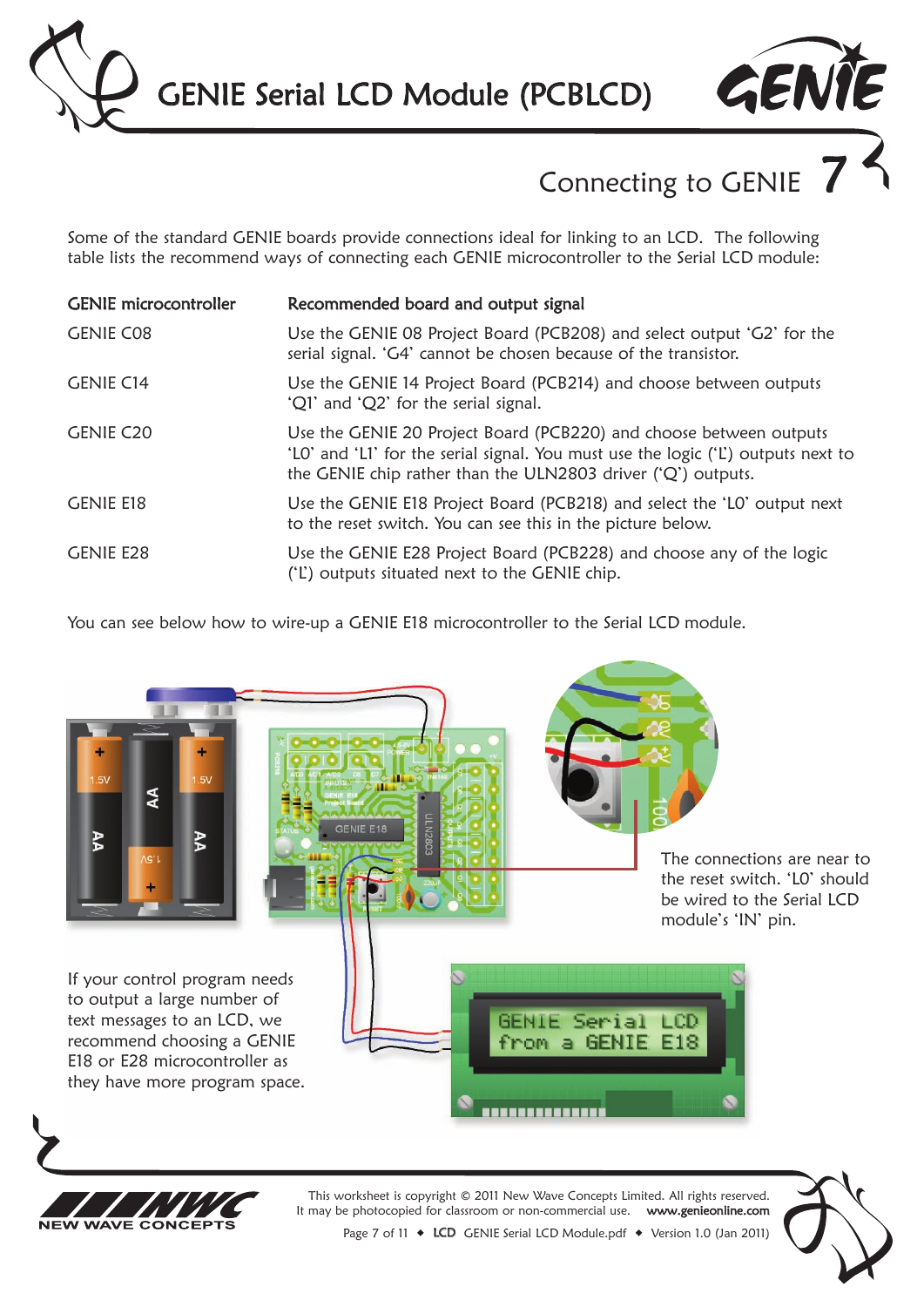## Connecting to GENIE

Some of the standard GENIE boards provide connections ideal for linking to an LCD. The following table lists the recommend ways of connecting each GENIE microcontroller to the Serial LCD module:

| GENIE microcontroller | Recommended board and output signal |
|---|---|
| GENIE C08 | Use the GENIE 08 Project Board (PCB208) and select output 'G2' for the serial signal. 'G4' cannot be chosen because of the transistor. |
| GENIE C14 | Use the GENIE 14 Project Board (PCB214) and choose between outputs 'Q1' and 'Q2' for the serial signal. |
| GENIE C20 | Use the GENIE 20 Project Board (PCB220) and choose between outputs 'L0' and 'L1' for the serial signal. You must use the logic ('L') outputs next to the GENIE chip rather than the ULN2803 driver ('Q') outputs. |
| GENIE E18 | Use the GENIE E18 Project Board (PCB218) and select the 'L0' output next to the reset switch. You can see this in the picture below. |
| GENIE E28 | Use the GENIE E28 Project Board (PCB228) and choose any of the logic ('L') outputs situated next to the GENIE chip. |

You can see below how to wire-up a GENIE E18 microcontroller to the Serial LCD module.

The connections are near to the reset switch. 'L0' should be wired to the Serial LCD module's 'IN' pin.

If your control program needs to output a large number of text messages to an LCD, we recommend choosing a GENIE E18 or E28 microcontroller as they have more program space.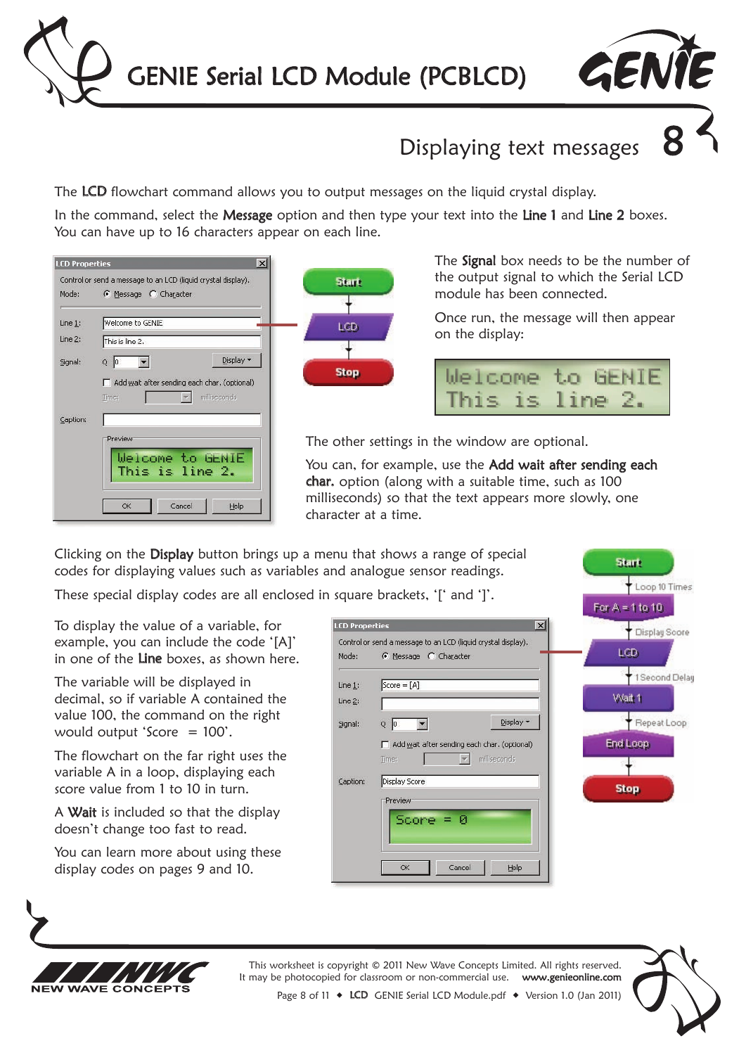# GENIE Serial LCD Module (PCBLCD)

## 8 Displaying text messages

The **LCD** flowchart command allows you to output messages on the liquid crystal display.

In the command, select the **Message** option and then type your text into the **Line 1** and **Line 2** boxes. You can have up to 16 characters appear on each line.

The **Signal** box needs to be the number of the output signal to which the Serial LCD module has been connected.

Once run, the message will then appear on the display:

```
Welcome to GENIE
This is line 2.
```

The other settings in the window are optional.

You can, for example, use the **Add wait after sending each char.** option (along with a suitable time, such as 100 milliseconds) so that the text appears more slowly, one character at a time.

Clicking on the **Display** button brings up a menu that shows a range of special codes for displaying values such as variables and analogue sensor readings.

These special display codes are all enclosed in square brackets, '[' and ']'.

To display the value of a variable, for example, you can include the code '[A]' in one of the **Line** boxes, as shown here.

The variable will be displayed in decimal, so if variable A contained the value 100, the command on the right would output 'Score = 100'.

The flowchart on the far right uses the variable A in a loop, displaying each score value from 1 to 10 in turn.

A **Wait** is included so that the display doesn't change too fast to read.

You can learn more about using these display codes on pages 9 and 10.

This worksheet is copyright © 2011 New Wave Concepts Limited. All rights reserved. It may be photocopied for classroom or non-commercial use. www.genieonline.com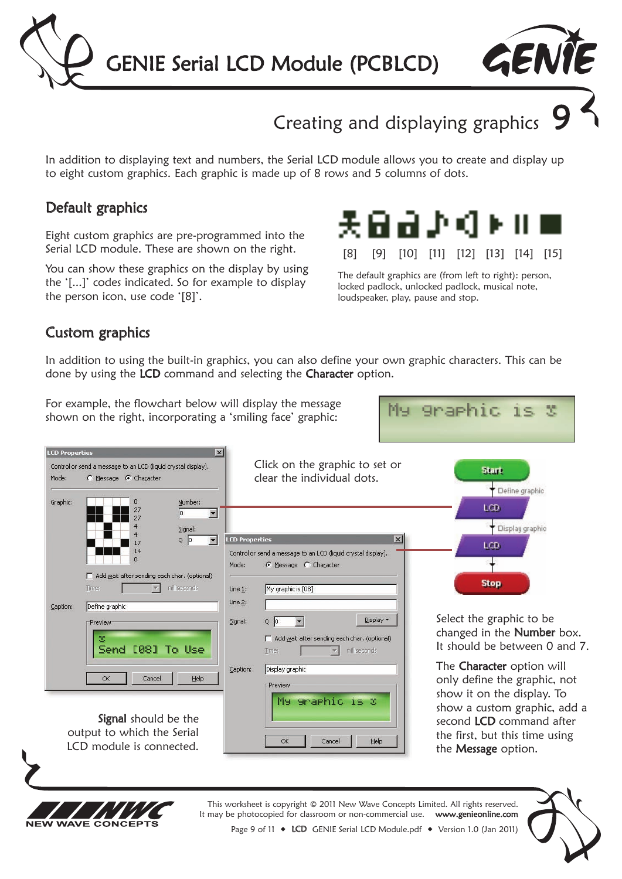## Creating and displaying graphics

In addition to displaying text and numbers, the Serial LCD module allows you to create and display up to eight custom graphics. Each graphic is made up of 8 rows and 5 columns of dots.

### Default graphics

Eight custom graphics are pre-programmed into the Serial LCD module. These are shown on the right.

You can show these graphics on the display by using the '[...]' codes indicated. So for example to display the person icon, use code '[8]'.

[8] [9] [10] [11] [12] [13] [14] [15]

The default graphics are (from left to right): person, locked padlock, unlocked padlock, musical note, loudspeaker, play, pause and stop.

### Custom graphics

In addition to using the built-in graphics, you can also define your own graphic characters. This can be done by using the **LCD** command and selecting the **Character** option.

For example, the flowchart below will display the message shown on the right, incorporating a 'smiling face' graphic:

Click on the graphic to set or clear the individual dots.

Select the graphic to be changed in the **Number** box. It should be between 0 and 7.

The **Character** option will only define the graphic, not show it on the display. To show a custom graphic, add a second **LCD** command after the first, but this time using the **Message** option.

**Signal** should be the output to which the Serial LCD module is connected.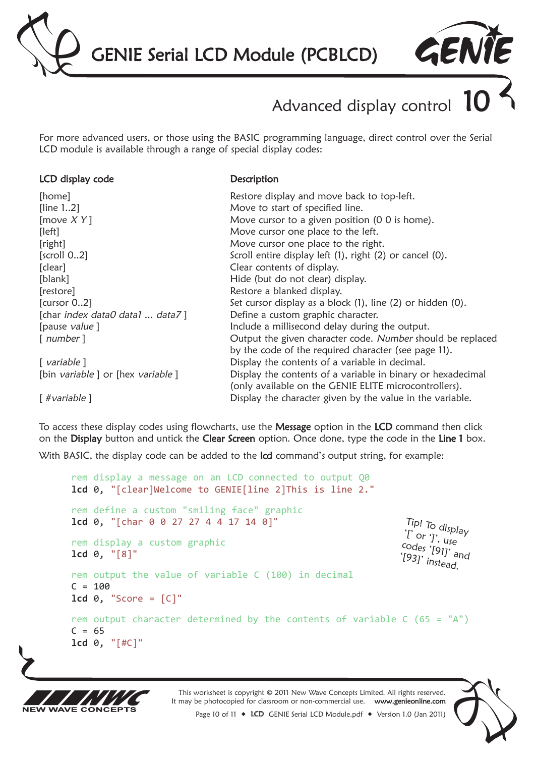## Advanced display control 10

For more advanced users, or those using the BASIC programming language, direct control over the Serial LCD module is available through a range of special display codes:

| LCD display code | Description |
| --- | --- |
| [home] | Restore display and move back to top-left. |
| [line 1..2] | Move to start of specified line. |
| [move *X Y* ] | Move cursor to a given position (0 0 is home). |
| [left] | Move cursor one place to the left. |
| [right] | Move cursor one place to the right. |
| [scroll 0..2] | Scroll entire display left (1), right (2) or cancel (0). |
| [clear] | Clear contents of display. |
| [blank] | Hide (but do not clear) display. |
| [restore] | Restore a blanked display. |
| [cursor 0..2] | Set cursor display as a block (1), line (2) or hidden (0). |
| [char *index data0 data1 ... data7* ] | Define a custom graphic character. |
| [pause *value* ] | Include a millisecond delay during the output. |
| [ *number* ] | Output the given character code. *Number* should be replaced by the code of the required character (see page 11). |
| [ *variable* ] | Display the contents of a variable in decimal. |
| [bin *variable* ] or [hex *variable* ] | Display the contents of a variable in binary or hexadecimal (only available on the GENIE ELITE microcontrollers). |
| [ *#variable* ] | Display the character given by the value in the variable. |

To access these display codes using flowcharts, use the **Message** option in the **LCD** command then click on the **Display** button and untick the **Clear Screen** option. Once done, type the code in the **Line 1** box.

With BASIC, the display code can be added to the **lcd** command's output string, for example:

```
rem display a message on an LCD connected to output Q0
lcd 0, "[clear]Welcome to GENIE[line 2]This is line 2."

rem define a custom "smiling face" graphic
lcd 0, "[char 0 0 27 27 4 4 17 14 0]"

rem display a custom graphic
lcd 0, "[8]"

rem output the value of variable C (100) in decimal
C = 100
lcd 0, "Score = [C]"

rem output character determined by the contents of variable C (65 = "A")
C = 65
lcd 0, "[#C]"
```

Tip! To display '[' or ']', use codes '[91]' and '[93]' instead.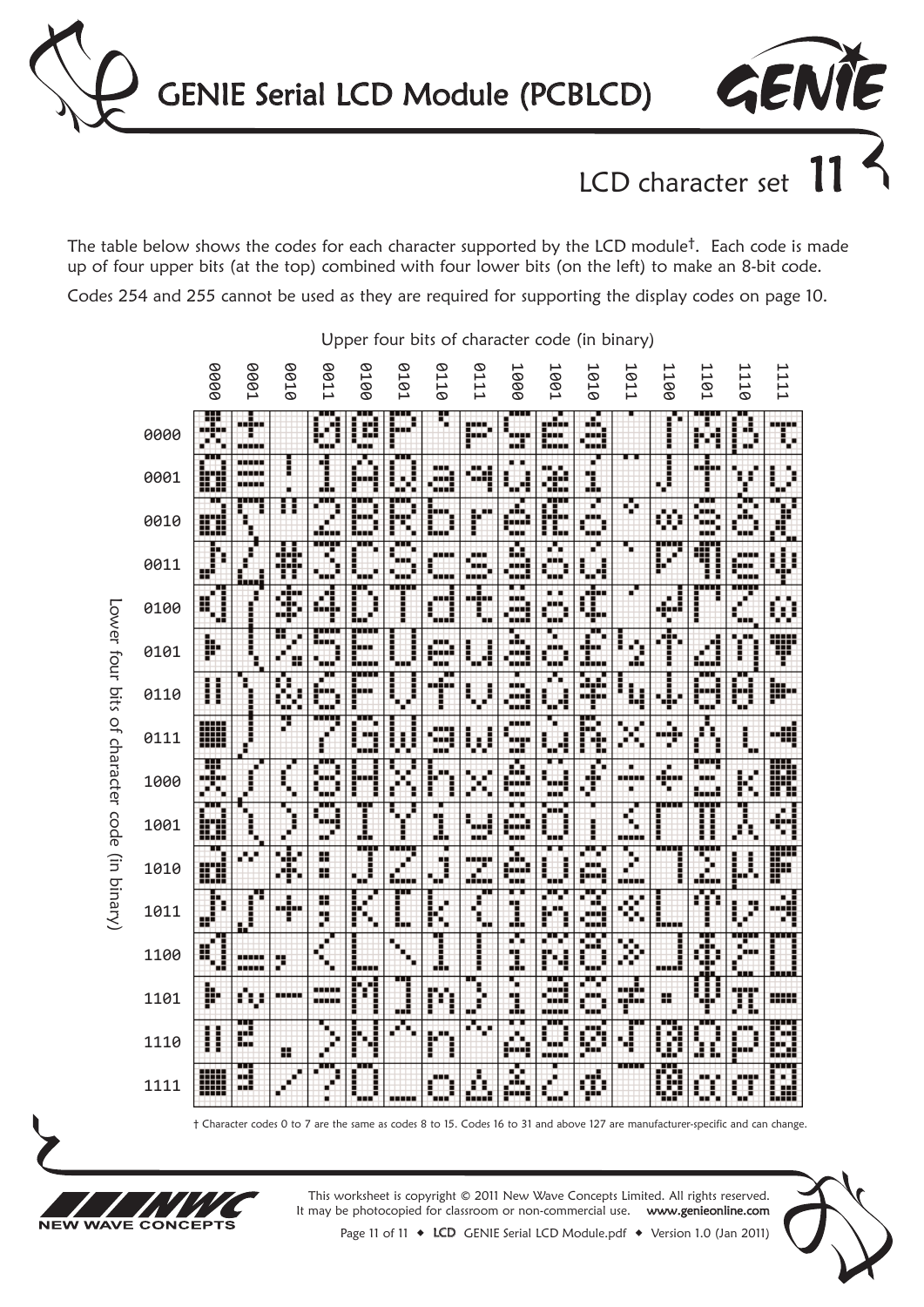# GENIE Serial LCD Module (PCBLCD)

## LCD character set

The table below shows the codes for each character supported by the LCD module†. Each code is made up of four upper bits (at the top) combined with four lower bits (on the left) to make an 8-bit code.

Codes 254 and 255 cannot be used as they are required for supporting the display codes on page 10.

Upper four bits of character code (in binary)

0000 0001 0010 0011 0100 0101 0110 0111 1000 1001 1010 1011 1100 1101 1110 1111

Lower four bits of character code (in binary)

0000
0001
0010
0011
0100
0101
0110
0111
1000
1001
1010
1011
1100
1101
1110
1111

† Character codes 0 to 7 are the same as codes 8 to 15. Codes 16 to 31 and above 127 are manufacturer-specific and can change.

This worksheet is copyright © 2011 New Wave Concepts Limited. All rights reserved. It may be photocopied for classroom or non-commercial use. www.genieonline.com